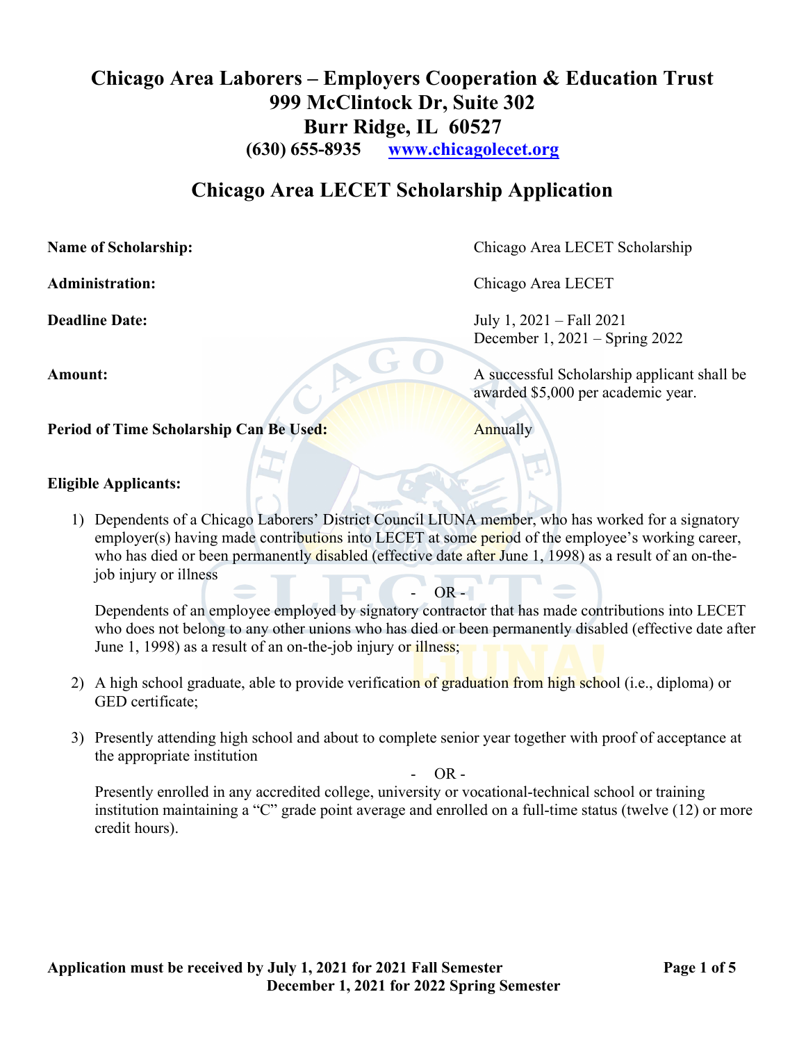# Chicago Area Laborers – Employers Cooperation & Education Trust

## 999 McClintock Dr, Suite 302

## Burr Ridge, IL 60527

**(630) 655-8935   www.chicagolecet.org**

## Chicago Area LECET Scholarship Application

**Name of Scholarship:** Chicago Area LECET Scholarship

**Administration:** Chicago Area LECET

**Deadline Date:** July 1, 2021 – Fall 2021
December 1, 2021 – Spring 2022

**Amount:** A successful Scholarship applicant shall be awarded $5,000 per academic year.

**Period of Time Scholarship Can Be Used:** Annually

**Eligible Applicants:**

1) Dependents of a Chicago Laborers' District Council LIUNA member, who has worked for a signatory employer(s) having made contributions into LECET at some period of the employee's working career, who has died or been permanently disabled (effective date after June 1, 1998) as a result of an on-the-job injury or illness

   \- OR -

   Dependents of an employee employed by signatory contractor that has made contributions into LECET who does not belong to any other unions who has died or been permanently disabled (effective date after June 1, 1998) as a result of an on-the-job injury or illness;

2) A high school graduate, able to provide verification of graduation from high school (i.e., diploma) or GED certificate;

3) Presently attending high school and about to complete senior year together with proof of acceptance at the appropriate institution

   \- OR -

   Presently enrolled in any accredited college, university or vocational-technical school or training institution maintaining a "C" grade point average and enrolled on a full-time status (twelve (12) or more credit hours).

**Application must be received by July 1, 2021 for 2021 Fall Semester
December 1, 2021 for 2022 Spring Semester**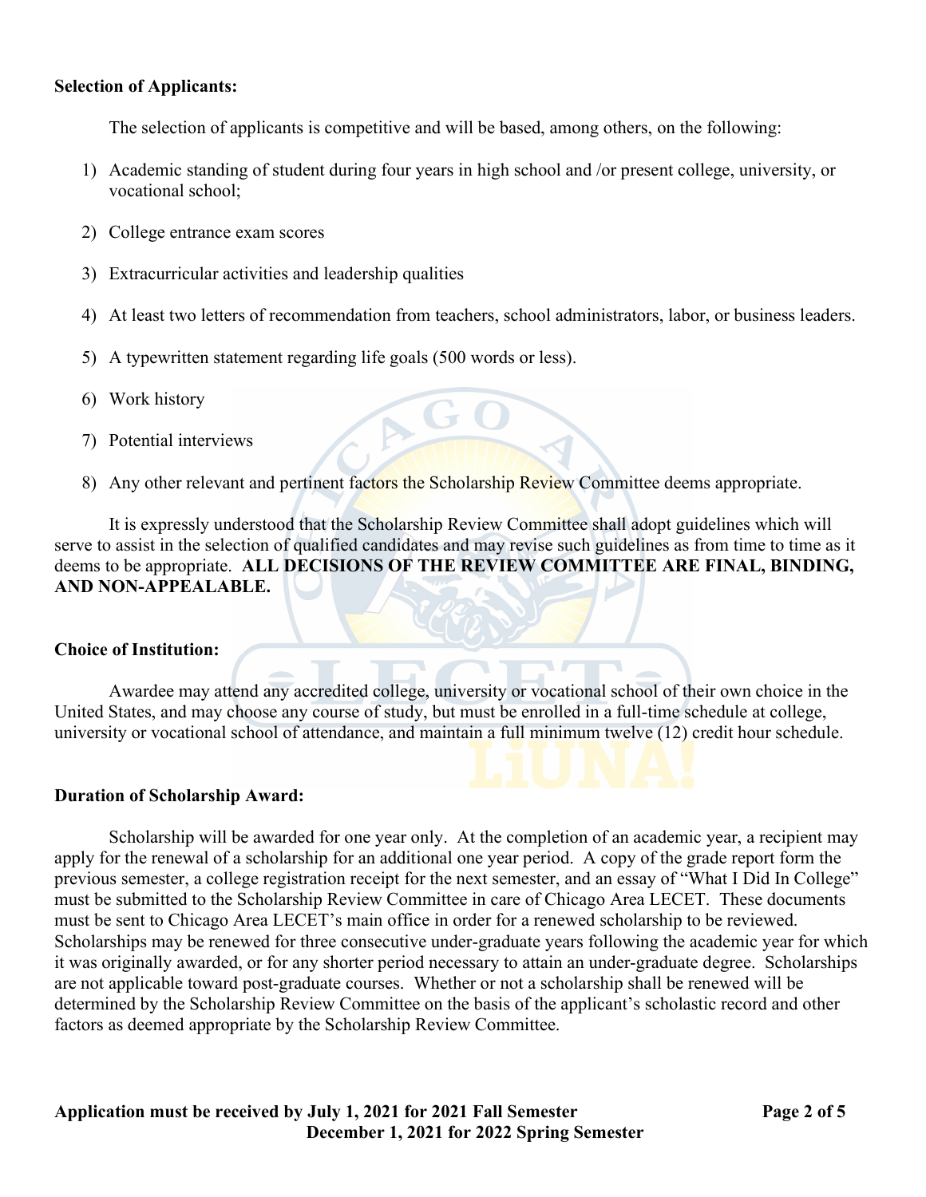**Selection of Applicants:**

The selection of applicants is competitive and will be based, among others, on the following:

1) Academic standing of student during four years in high school and /or present college, university, or vocational school;
2) College entrance exam scores
3) Extracurricular activities and leadership qualities
4) At least two letters of recommendation from teachers, school administrators, labor, or business leaders.
5) A typewritten statement regarding life goals (500 words or less).
6) Work history
7) Potential interviews
8) Any other relevant and pertinent factors the Scholarship Review Committee deems appropriate.

It is expressly understood that the Scholarship Review Committee shall adopt guidelines which will serve to assist in the selection of qualified candidates and may revise such guidelines as from time to time as it deems to be appropriate. **ALL DECISIONS OF THE REVIEW COMMITTEE ARE FINAL, BINDING, AND NON-APPEALABLE.**

**Choice of Institution:**

Awardee may attend any accredited college, university or vocational school of their own choice in the United States, and may choose any course of study, but must be enrolled in a full-time schedule at college, university or vocational school of attendance, and maintain a full minimum twelve (12) credit hour schedule.

**Duration of Scholarship Award:**

Scholarship will be awarded for one year only. At the completion of an academic year, a recipient may apply for the renewal of a scholarship for an additional one year period. A copy of the grade report form the previous semester, a college registration receipt for the next semester, and an essay of "What I Did In College" must be submitted to the Scholarship Review Committee in care of Chicago Area LECET. These documents must be sent to Chicago Area LECET's main office in order for a renewed scholarship to be reviewed. Scholarships may be renewed for three consecutive under-graduate years following the academic year for which it was originally awarded, or for any shorter period necessary to attain an under-graduate degree. Scholarships are not applicable toward post-graduate courses. Whether or not a scholarship shall be renewed will be determined by the Scholarship Review Committee on the basis of the applicant's scholastic record and other factors as deemed appropriate by the Scholarship Review Committee.

**Application must be received by July 1, 2021 for 2021 Fall Semester**
**December 1, 2021 for 2022 Spring Semester**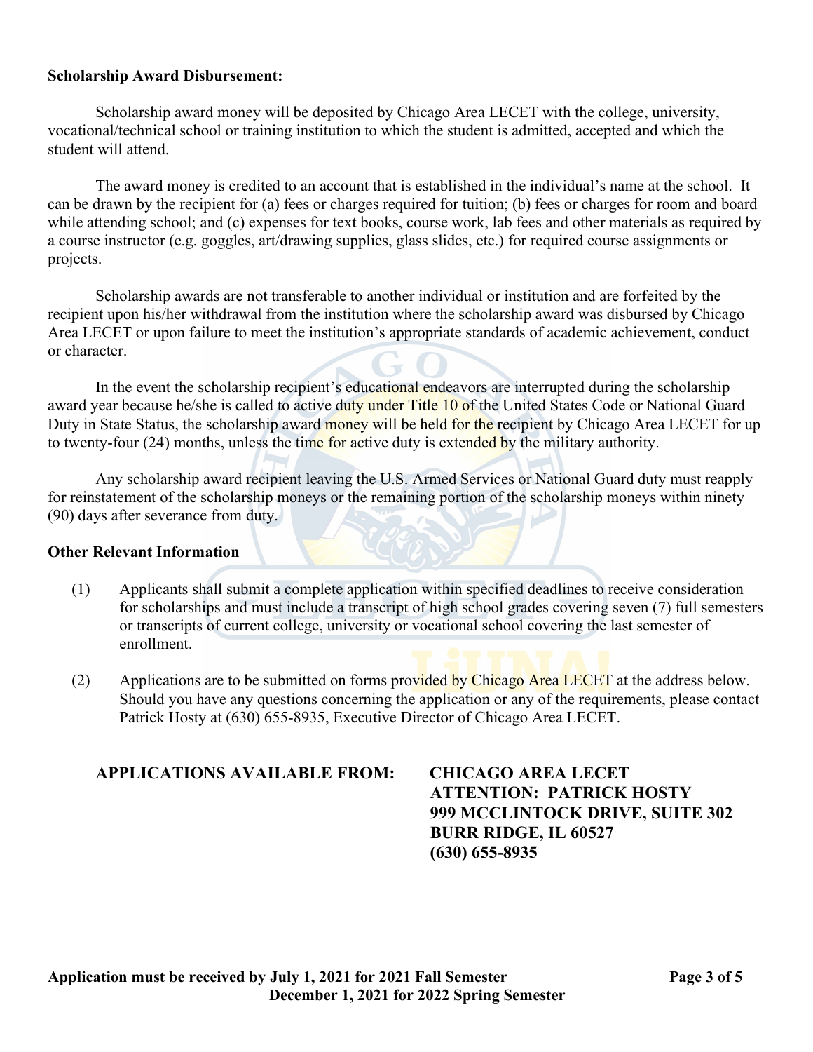**Scholarship Award Disbursement:**

Scholarship award money will be deposited by Chicago Area LECET with the college, university, vocational/technical school or training institution to which the student is admitted, accepted and which the student will attend.

The award money is credited to an account that is established in the individual's name at the school. It can be drawn by the recipient for (a) fees or charges required for tuition; (b) fees or charges for room and board while attending school; and (c) expenses for text books, course work, lab fees and other materials as required by a course instructor (e.g. goggles, art/drawing supplies, glass slides, etc.) for required course assignments or projects.

Scholarship awards are not transferable to another individual or institution and are forfeited by the recipient upon his/her withdrawal from the institution where the scholarship award was disbursed by Chicago Area LECET or upon failure to meet the institution's appropriate standards of academic achievement, conduct or character.

In the event the scholarship recipient's educational endeavors are interrupted during the scholarship award year because he/she is called to active duty under Title 10 of the United States Code or National Guard Duty in State Status, the scholarship award money will be held for the recipient by Chicago Area LECET for up to twenty-four (24) months, unless the time for active duty is extended by the military authority.

Any scholarship award recipient leaving the U.S. Armed Services or National Guard duty must reapply for reinstatement of the scholarship moneys or the remaining portion of the scholarship moneys within ninety (90) days after severance from duty.

**Other Relevant Information**

(1) Applicants shall submit a complete application within specified deadlines to receive consideration for scholarships and must include a transcript of high school grades covering seven (7) full semesters or transcripts of current college, university or vocational school covering the last semester of enrollment.

(2) Applications are to be submitted on forms provided by Chicago Area LECET at the address below. Should you have any questions concerning the application or any of the requirements, please contact Patrick Hosty at (630) 655-8935, Executive Director of Chicago Area LECET.

**APPLICATIONS AVAILABLE FROM:**

**CHICAGO AREA LECET**
**ATTENTION: PATRICK HOSTY**
**999 MCCLINTOCK DRIVE, SUITE 302**
**BURR RIDGE, IL 60527**
**(630) 655-8935**

**Application must be received by July 1, 2021 for 2021 Fall Semester**
**December 1, 2021 for 2022 Spring Semester**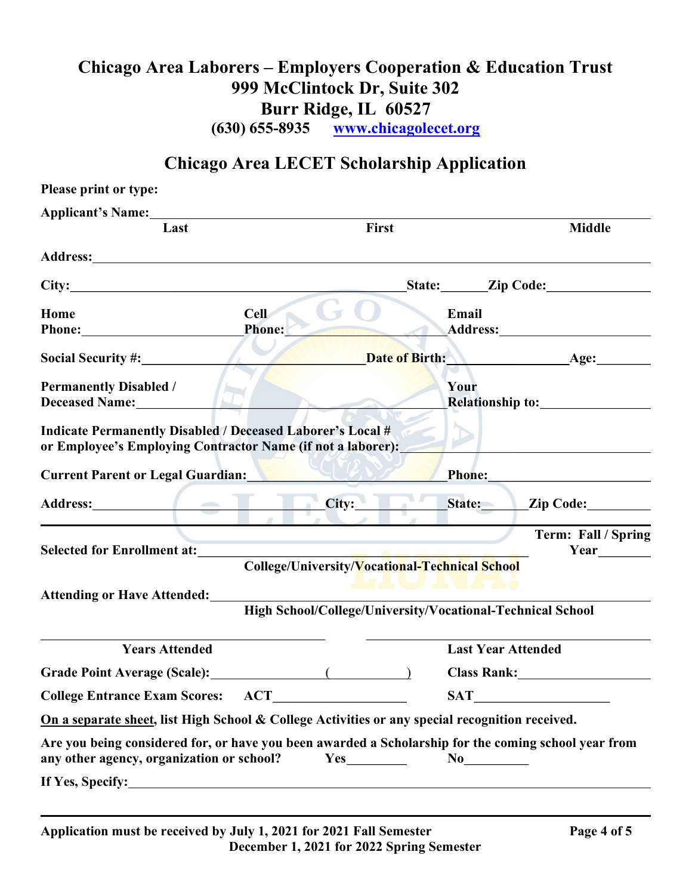# Chicago Area Laborers – Employers Cooperation & Education Trust

**999 McClintock Dr, Suite 302**
**Burr Ridge, IL 60527**
**(630) 655-8935 www.chicagolecet.org**

## Chicago Area LECET Scholarship Application

**Please print or type:**

**Applicant's Name:** ______________________________________________
**Last** **First** **Middle**

**Address:** ______________________________________________

**City:** ______________________ **State:** ______ **Zip Code:** ______________

**Home Phone:** ______________ **Cell Phone:** ______________ **Email Address:** ______________

**Social Security #:** ______________ **Date of Birth:** ______________ **Age:** ________

**Permanently Disabled / Deceased Name:** ______________ **Your Relationship to:** ______________

**Indicate Permanently Disabled / Deceased Laborer's Local # or Employee's Employing Contractor Name (if not a laborer):** ______________

**Current Parent or Legal Guardian:** ______________ **Phone:** ______________

**Address:** ______________ **City:** ______________ **State:** ______ **Zip Code:** ______________

---

**Selected for Enrollment at:** ______________________________ **Term: Fall / Spring Year** ________
**College/University/Vocational-Technical School**

**Attending or Have Attended:** ______________________________
**High School/College/University/Vocational-Technical School**

______________________ ______________________
**Years Attended** **Last Year Attended**

**Grade Point Average (Scale):** ______________ ( __________ ) **Class Rank:** ______________

**College Entrance Exam Scores: ACT** ______________ **SAT** ______________

**On a separate sheet, list High School & College Activities or any special recognition received.**

**Are you being considered for, or have you been awarded a Scholarship for the coming school year from any other agency, organization or school? Yes** ________ **No** ________

**If Yes, Specify:** ______________________________________________

---

**Application must be received by July 1, 2021 for 2021 Fall Semester**
**December 1, 2021 for 2022 Spring Semester**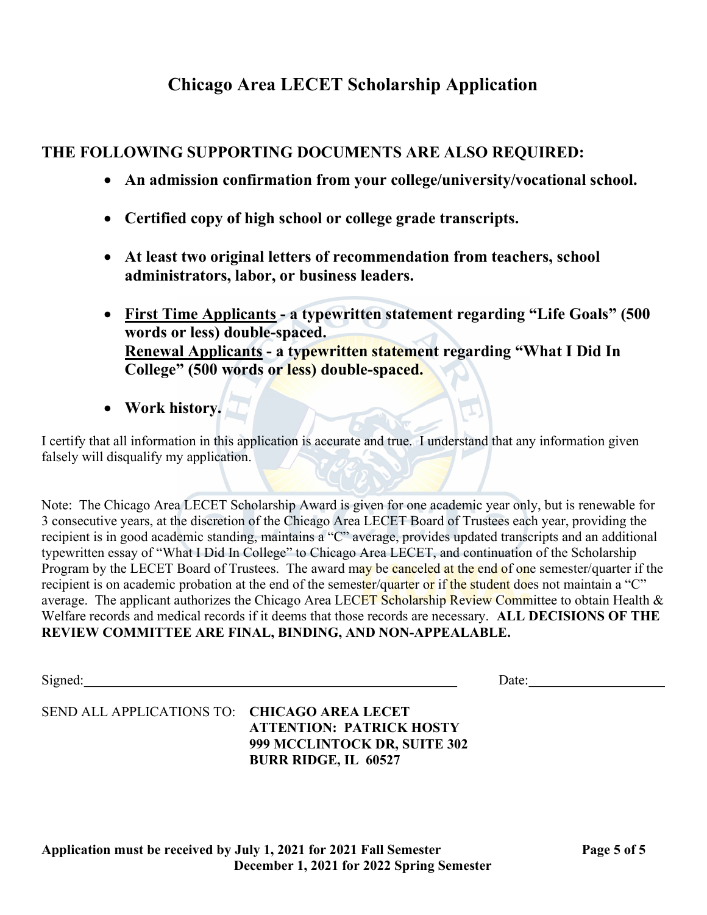# Chicago Area LECET Scholarship Application

## THE FOLLOWING SUPPORTING DOCUMENTS ARE ALSO REQUIRED:

- **An admission confirmation from your college/university/vocational school.**
- **Certified copy of high school or college grade transcripts.**
- **At least two original letters of recommendation from teachers, school administrators, labor, or business leaders.**
- **First Time Applicants - a typewritten statement regarding "Life Goals" (500 words or less) double-spaced.**
  **Renewal Applicants - a typewritten statement regarding "What I Did In College" (500 words or less) double-spaced.**
- **Work history.**

I certify that all information in this application is accurate and true. I understand that any information given falsely will disqualify my application.

Note: The Chicago Area LECET Scholarship Award is given for one academic year only, but is renewable for 3 consecutive years, at the discretion of the Chicago Area LECET Board of Trustees each year, providing the recipient is in good academic standing, maintains a "C" average, provides updated transcripts and an additional typewritten essay of "What I Did In College" to Chicago Area LECET, and continuation of the Scholarship Program by the LECET Board of Trustees. The award may be canceled at the end of one semester/quarter if the recipient is on academic probation at the end of the semester/quarter or if the student does not maintain a "C" average. The applicant authorizes the Chicago Area LECET Scholarship Review Committee to obtain Health & Welfare records and medical records if it deems that those records are necessary. **ALL DECISIONS OF THE REVIEW COMMITTEE ARE FINAL, BINDING, AND NON-APPEALABLE.**

Signed:\_\_\_\_\_\_\_\_\_\_\_\_\_\_\_\_\_\_\_\_\_\_\_\_\_\_\_\_\_\_\_\_\_\_\_\_\_\_\_\_ Date:\_\_\_\_\_\_\_\_\_\_\_\_\_\_\_\_\_\_

SEND ALL APPLICATIONS TO: **CHICAGO AREA LECET**
**ATTENTION: PATRICK HOSTY**
**999 MCCLINTOCK DR, SUITE 302**
**BURR RIDGE, IL 60527**

**Application must be received by July 1, 2021 for 2021 Fall Semester**
**December 1, 2021 for 2022 Spring Semester**